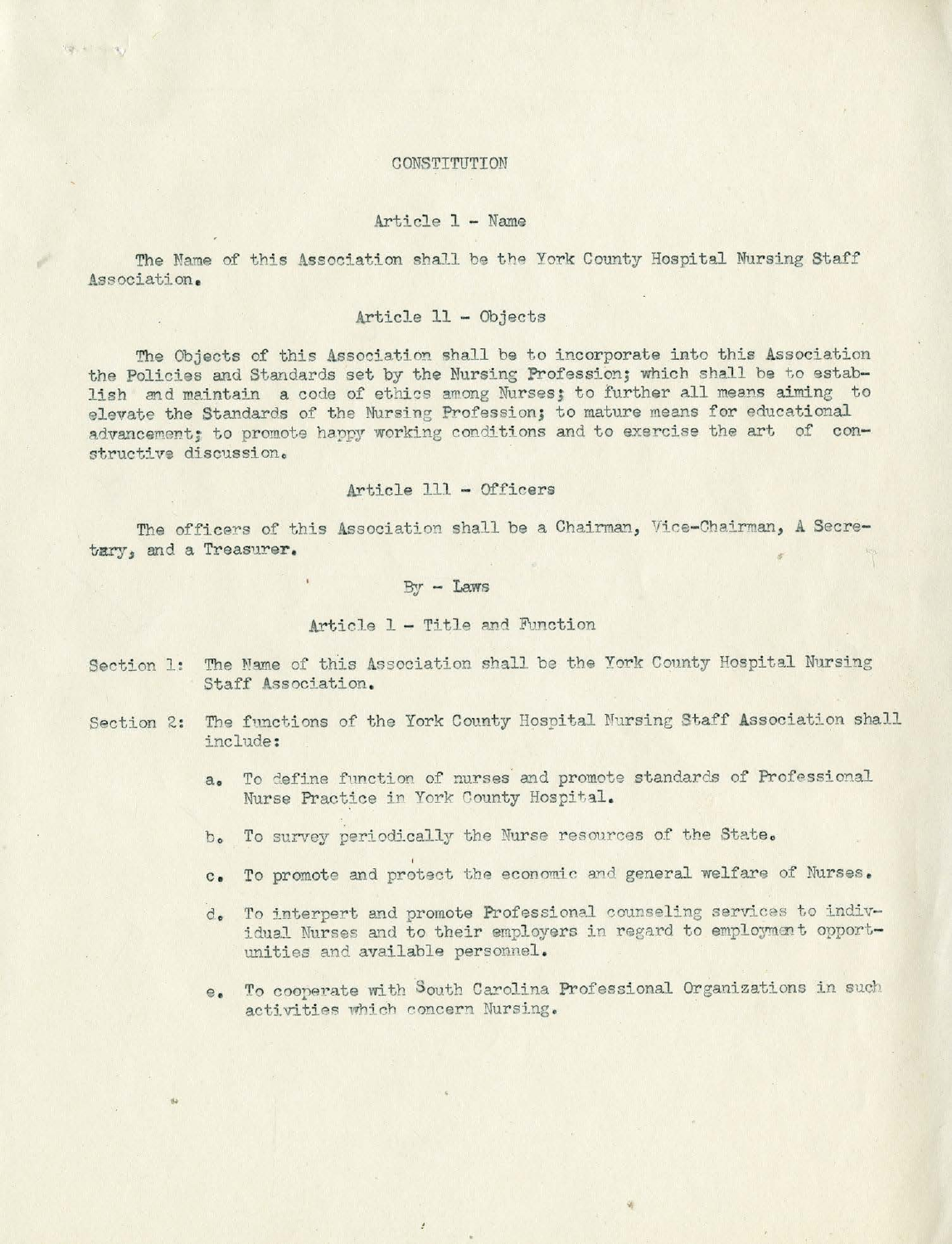# CONSTITUTION

## Article 1 - Name

The Name of this Association shall be the York County Hospital Nursing Staff Association.

## Article 11 - Objects

The Objects of this Association shall be to incorporate into this Association the Policies and Standards set by the Nursing Profession; which shall be to establish and maintain a code of ethics among Nurses; to further all means aiming to elevate the Standards of the Nursing Profession; to mature means for educational advancement; to promote happy working conditions and to exercise the art of constructive discussion.

## Article 111 - Officers

The officers of this Association shall be a Chairman, Vice-Chairman, A Secretary, and a Treasurer.

# By - Laws

## Article 1 - Title and Function

Section 1: The Name of this Association shall be the York County Hospital Nursing Staff Association.

Section 2: The functions of the York County Hospital Nursing Staff Association shall include:

a. To define function of nurses and promote standards of Professional Nurse Practice in York County Hospital.

b. To survey periodically the Nurse resources of the State.

c. To promote and protect the economic and general welfare of Nurses.

d. To interpert and promote Professional counseling services to individual Nurses and to their employers in regard to employment opportunities and available personnel.

e. To cooperate with South Carolina Professional Organizations in such activities which concern Nursing.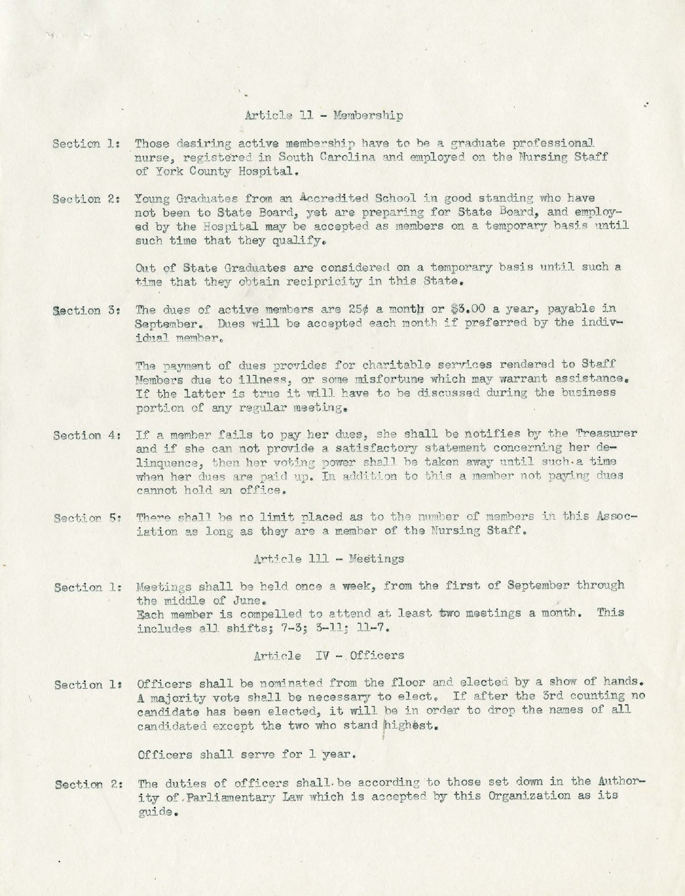## Article 11 - Membership

Section 1: Those desiring active membership have to be a graduate professional nurse, registered in South Carolina and employed on the Nursing Staff of York County Hospital.

Section 2: Young Graduates from an Accredited School in good standing who have not been to State Board, yet are preparing for State Board, and employed by the Hospital may be accepted as members on a temporary basis until such time that they qualify.

Out of State Graduates are considered on a temporary basis until such a time that they obtain reciprocity in this State.

Section 3: The dues of active members are 25¢ a month or $3.00 a year, payable in September. Dues will be accepted each month if preferred by the individual member.

The payment of dues provides for charitable services rendered to Staff Members due to illness, or some misfortune which may warrant assistance. If the latter is true it will have to be discussed during the business portion of any regular meeting.

Section 4: If a member fails to pay her dues, she shall be notifies by the Treasurer and if she can not provide a satisfactory statement concerning her delinquence, then her voting power shall be taken away until such a time when her dues are paid up. In addition to this a member not paying dues cannot hold an office.

Section 5: There shall be no limit placed as to the number of members in this Association as long as they are a member of the Nursing Staff.

## Article 111 - Meetings

Section 1: Meetings shall be held once a week, from the first of September through the middle of June.
Each member is compelled to attend at least two meetings a month. This includes all shifts; 7-3; 3-11; 11-7.

## Article IV - Officers

Section 1: Officers shall be nominated from the floor and elected by a show of hands. A majority vote shall be necessary to elect. If after the 3rd counting no candidate has been elected, it will be in order to drop the names of all candidated except the two who stand highest.

Officers shall serve for 1 year.

Section 2: The duties of officers shall be according to those set down in the Authority of Parliamentary Law which is accepted by this Organization as its guide.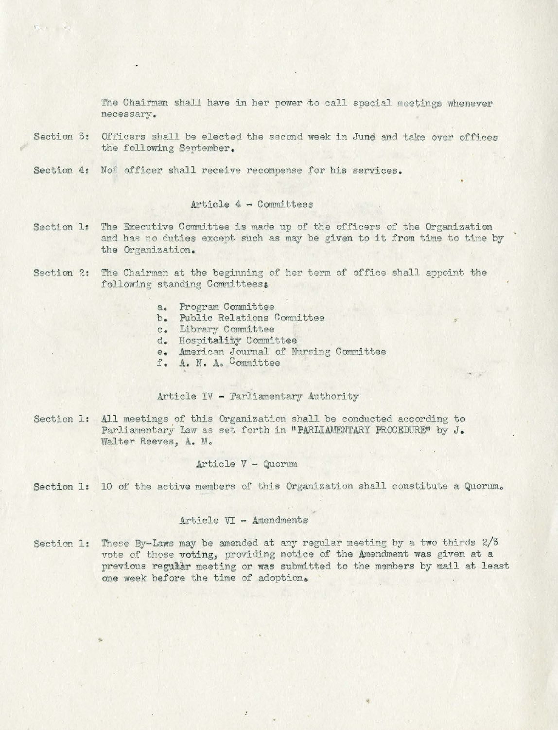The Chairman shall have in her power to call special meetings whenever necessary.

Section 3: Officers shall be elected the second week in June and take over offices the following September.

Section 4: No officer shall receive recompense for his services.

## Article 4 - Committees

Section 1: The Executive Committee is made up of the officers of the Organization and has no duties except such as may be given to it from time to time by the Organization.

Section 2: The Chairman at the beginning of her term of office shall appoint the following standing Committees:

- a. Program Committee
- b. Public Relations Committee
- c. Library Committee
- d. Hospitality Committee
- e. American Journal of Nursing Committee
- f. A. N. A. Committee

## Article IV - Parliamentary Authority

Section 1: All meetings of this Organization shall be conducted according to Parliamentary Law as set forth in "PARLIAMENTARY PROCEDURE" by J. Walter Reeves, A. M.

## Article V - Quorum

Section 1: 10 of the active members of this Organization shall constitute a Quorum.

## Article VI - Amendments

Section 1: These By-Laws may be amended at any regular meeting by a two thirds 2/3 vote of those voting, providing notice of the Amendment was given at a previous regular meeting or was submitted to the members by mail at least one week before the time of adoption.